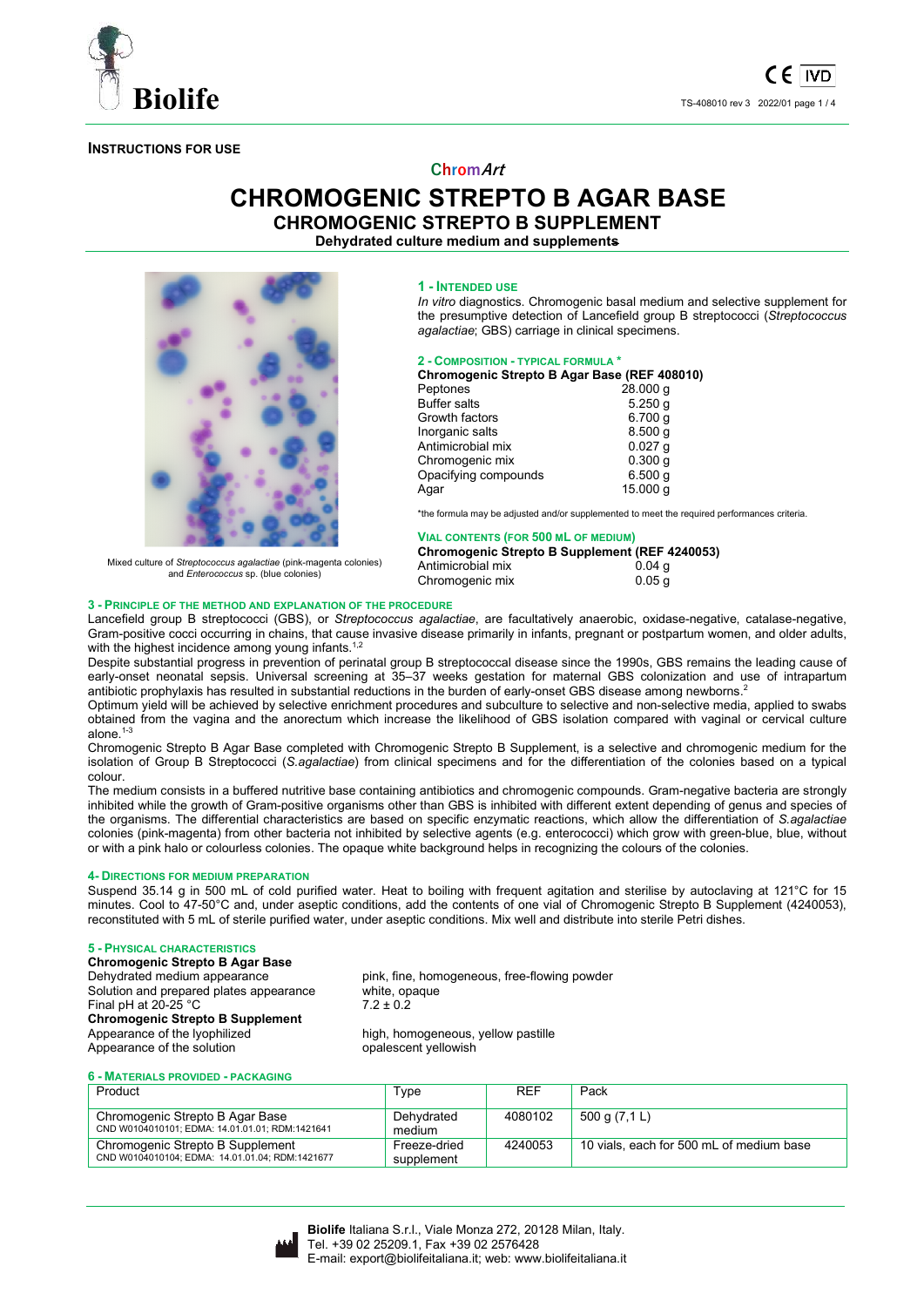**INSTRUCTIONS FOR USE**

**ChromArt**

# CHROMOGENIC STREPTO B AGAR BASE

## CHROMOGENIC STREPTO B SUPPLEMENT

**Dehydrated culture medium and supplements**

Mixed culture of *Streptococcus agalactiae* (pink-magenta colonies) and *Enterococcus* sp. (blue colonies)

### 1 - INTENDED USE

*In vitro* diagnostics. Chromogenic basal medium and selective supplement for the presumptive detection of Lancefield group B streptococci (*Streptococcus agalactiae*; GBS) carriage in clinical specimens.

### 2 - COMPOSITION - TYPICAL FORMULA *

**Chromogenic Strepto B Agar Base (REF 408010)**

| | |
|---|---|
| Peptones | 28.000 g |
| Buffer salts | 5.250 g |
| Growth factors | 6.700 g |
| Inorganic salts | 8.500 g |
| Antimicrobial mix | 0.027 g |
| Chromogenic mix | 0.300 g |
| Opacifying compounds | 6.500 g |
| Agar | 15.000 g |

*the formula may be adjusted and/or supplemented to meet the required performances criteria.

**VIAL CONTENTS (FOR 500 ML OF MEDIUM)**

**Chromogenic Strepto B Supplement (REF 4240053)**

| | |
|---|---|
| Antimicrobial mix | 0.04 g |
| Chromogenic mix | 0.05 g |

### 3 - PRINCIPLE OF THE METHOD AND EXPLANATION OF THE PROCEDURE

Lancefield group B streptococci (GBS), or *Streptococcus agalactiae*, are facultatively anaerobic, oxidase-negative, catalase-negative, Gram-positive cocci occurring in chains, that cause invasive disease primarily in infants, pregnant or postpartum women, and older adults, with the highest incidence among young infants.[1,2]

Despite substantial progress in prevention of perinatal group B streptococcal disease since the 1990s, GBS remains the leading cause of early-onset neonatal sepsis. Universal screening at 35–37 weeks gestation for maternal GBS colonization and use of intrapartum antibiotic prophylaxis has resulted in substantial reductions in the burden of early-onset GBS disease among newborns.[2]

Optimum yield will be achieved by selective enrichment procedures and subculture to selective and non-selective media, applied to swabs obtained from the vagina and the anorectum which increase the likelihood of GBS isolation compared with vaginal or cervical culture alone.[1-3]

Chromogenic Strepto B Agar Base completed with Chromogenic Strepto B Supplement, is a selective and chromogenic medium for the isolation of Group B Streptococci (*S.agalactiae*) from clinical specimens and for the differentiation of the colonies based on a typical colour.

The medium consists in a buffered nutritive base containing antibiotics and chromogenic compounds. Gram-negative bacteria are strongly inhibited while the growth of Gram-positive organisms other than GBS is inhibited with different extent depending of genus and species of the organisms. The differential characteristics are based on specific enzymatic reactions, which allow the differentiation of *S.agalactiae* colonies (pink-magenta) from other bacteria not inhibited by selective agents (e.g. enterococci) which grow with green-blue, blue, without or with a pink halo or colourless colonies. The opaque white background helps in recognizing the colours of the colonies.

### 4- DIRECTIONS FOR MEDIUM PREPARATION

Suspend 35.14 g in 500 mL of cold purified water. Heat to boiling with frequent agitation and sterilise by autoclaving at 121°C for 15 minutes. Cool to 47-50°C and, under aseptic conditions, add the contents of one vial of Chromogenic Strepto B Supplement (4240053), reconstituted with 5 mL of sterile purified water, under aseptic conditions. Mix well and distribute into sterile Petri dishes.

### 5 - PHYSICAL CHARACTERISTICS

**Chromogenic Strepto B Agar Base**

| | |
|---|---|
| Dehydrated medium appearance | pink, fine, homogeneous, free-flowing powder |
| Solution and prepared plates appearance | white, opaque |
| Final pH at 20-25 °C | 7.2 ± 0.2 |

**Chromogenic Strepto B Supplement**

| | |
|---|---|
| Appearance of the lyophilized | high, homogeneous, yellow pastille |
| Appearance of the solution | opalescent yellowish |

### 6 - MATERIALS PROVIDED - PACKAGING

| Product | Type | REF | Pack |
|---|---|---|---|
| Chromogenic Strepto B Agar Base<br>CND W0104010101; EDMA: 14.01.01.01; RDM:1421641 | Dehydrated medium | 4080102 | 500 g (7,1 L) |
| Chromogenic Strepto B Supplement<br>CND W0104010104; EDMA: 14.01.01.04; RDM:1421677 | Freeze-dried supplement | 4240053 | 10 vials, each for 500 mL of medium base |

**Biolife** Italiana S.r.l., Viale Monza 272, 20128 Milan, Italy.
Tel. +39 02 25209.1, Fax +39 02 2576428
E-mail: export@biolifeitaliana.it; web: www.biolifeitaliana.it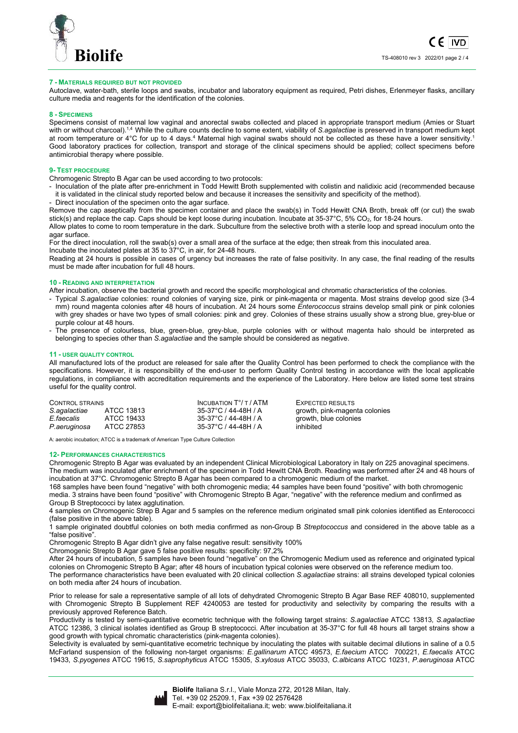## 7 - MATERIALS REQUIRED BUT NOT PROVIDED

Autoclave, water-bath, sterile loops and swabs, incubator and laboratory equipment as required, Petri dishes, Erlenmeyer flasks, ancillary culture media and reagents for the identification of the colonies.

## 8 - SPECIMENS

Specimens consist of maternal low vaginal and anorectal swabs collected and placed in appropriate transport medium (Amies or Stuart with or without charcoal).[1,4] While the culture counts decline to some extent, viability of *S.agalactiae* is preserved in transport medium kept at room temperature or 4°C for up to 4 days.[4] Maternal high vaginal swabs should not be collected as these have a lower sensitivity.[1] Good laboratory practices for collection, transport and storage of the clinical specimens should be applied; collect specimens before antimicrobial therapy where possible.

## 9- TEST PROCEDURE

Chromogenic Strepto B Agar can be used according to two protocols:

- Inoculation of the plate after pre-enrichment in Todd Hewitt Broth supplemented with colistin and nalidixic acid (recommended because it is validated in the clinical study reported below and because it increases the sensitivity and specificity of the method).
- Direct inoculation of the specimen onto the agar surface.

Remove the cap aseptically from the specimen container and place the swab(s) in Todd Hewitt CNA Broth, break off (or cut) the swab stick(s) and replace the cap. Caps should be kept loose during incubation. Incubate at 35-37°C, 5% $CO_2$, for 18-24 hours.

Allow plates to come to room temperature in the dark. Subculture from the selective broth with a sterile loop and spread inoculum onto the agar surface.

For the direct inoculation, roll the swab(s) over a small area of the surface at the edge; then streak from this inoculated area.

Incubate the inoculated plates at 35 to 37°C, in air, for 24-48 hours.

Reading at 24 hours is possible in cases of urgency but increases the rate of false positivity. In any case, the final reading of the results must be made after incubation for full 48 hours.

## 10 - READING AND INTERPRETATION

After incubation, observe the bacterial growth and record the specific morphological and chromatic characteristics of the colonies.

- Typical *S.agalactiae* colonies: round colonies of varying size, pink or pink-magenta or magenta. Most strains develop good size (3-4 mm) round magenta colonies after 48 hours of incubation. At 24 hours some *Enterococcus* strains develop small pink or pink colonies with grey shades or have two types of small colonies: pink and grey. Colonies of these strains usually show a strong blue, grey-blue or purple colour at 48 hours.
- The presence of colourless, blue, green-blue, grey-blue, purple colonies with or without magenta halo should be interpreted as belonging to species other than *S.agalactiae* and the sample should be considered as negative.

## 11 - USER QUALITY CONTROL

All manufactured lots of the product are released for sale after the Quality Control has been performed to check the compliance with the specifications. However, it is responsibility of the end-user to perform Quality Control testing in accordance with the local applicable regulations, in compliance with accreditation requirements and the experience of the Laboratory. Here below are listed some test strains useful for the quality control.

| CONTROL STRAINS | | INCUBATION T°/ T / ATM | EXPECTED RESULTS |
|---|---|---|---|
| *S.agalactiae* | ATCC 13813 | 35-37°C / 44-48H / A | growth, pink-magenta colonies |
| *E.faecalis* | ATCC 19433 | 35-37°C / 44-48H / A | growth, blue colonies |
| *P.aeruginosa* | ATCC 27853 | 35-37°C / 44-48H / A | inhibited |

A: aerobic incubation; ATCC is a trademark of American Type Culture Collection

## 12- PERFORMANCES CHARACTERISTICS

Chromogenic Strepto B Agar was evaluated by an independent Clinical Microbiological Laboratory in Italy on 225 anovaginal specimens. The medium was inoculated after enrichment of the specimen in Todd Hewitt CNA Broth. Reading was performed after 24 and 48 hours of incubation at 37°C. Chromogenic Strepto B Agar has been compared to a chromogenic medium of the market.

168 samples have been found "negative" with both chromogenic media; 44 samples have been found "positive" with both chromogenic media. 3 strains have been found "positive" with Chromogenic Strepto B Agar, "negative" with the reference medium and confirmed as Group B Streptococci by latex agglutination.

4 samples on Chromogenic Strep B Agar and 5 samples on the reference medium originated small pink colonies identified as Enterococci (false positive in the above table).

1 sample originated doubtful colonies on both media confirmed as non-Group B *Streptococcus* and considered in the above table as a "false positive".

Chromogenic Strepto B Agar didn't give any false negative result: sensitivity 100%

Chromogenic Strepto B Agar gave 5 false positive results: specificity: 97,2%

After 24 hours of incubation, 5 samples have been found "negative" on the Chromogenic Medium used as reference and originated typical colonies on Chromogenic Strepto B Agar; after 48 hours of incubation typical colonies were observed on the reference medium too.

The performance characteristics have been evaluated with 20 clinical collection *S.agalactiae* strains: all strains developed typical colonies on both media after 24 hours of incubation.

Prior to release for sale a representative sample of all lots of dehydrated Chromogenic Strepto B Agar Base REF 408010, supplemented with Chromogenic Strepto B Supplement REF 4240053 are tested for productivity and selectivity by comparing the results with a previously approved Reference Batch.

Productivity is tested by semi-quantitative ecometric technique with the following target strains: *S.agalactiae* ATCC 13813, *S.agalactiae* ATCC 12386, 3 clinical isolates identified as Group B streptococci. After incubation at 35-37°C for full 48 hours all target strains show a good growth with typical chromatic characteristics (pink-magenta colonies).

Selectivity is evaluated by semi-quantitative ecometric technique by inoculating the plates with suitable decimal dilutions in saline of a 0.5 McFarland suspension of the following non-target organisms: *E.gallinarum* ATCC 49573, *E.faecium* ATCC 700221, *E.faecalis* ATCC 19433, *S.pyogenes* ATCC 19615, *S.saprophyticus* ATCC 15305, *S.xylosus* ATCC 35033, *C.albicans* ATCC 10231, *P.aeruginosa* ATCC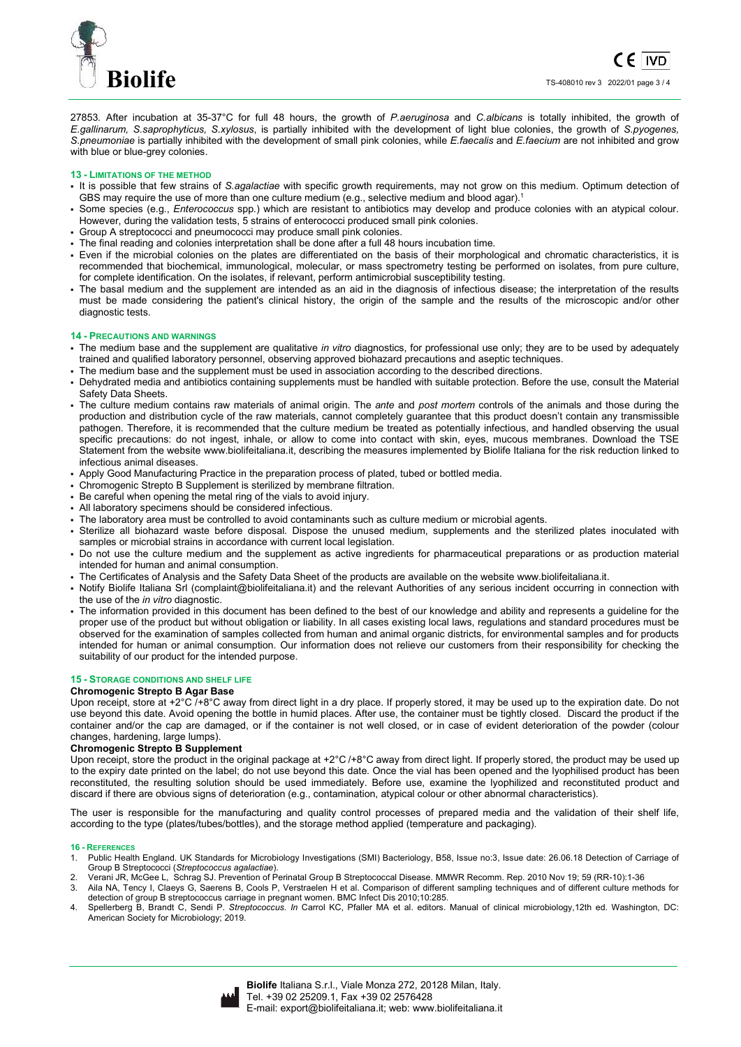27853. After incubation at 35-37°C for full 48 hours, the growth of *P.aeruginosa* and *C.albicans* is totally inhibited, the growth of *E.gallinarum, S.saprophyticus, S.xylosus*, is partially inhibited with the development of light blue colonies, the growth of *S.pyogenes, S.pneumoniae* is partially inhibited with the development of small pink colonies, while *E.faecalis* and *E.faecium* are not inhibited and grow with blue or blue-grey colonies.

## 13 - LIMITATIONS OF THE METHOD

- It is possible that few strains of *S.agalactiae* with specific growth requirements, may not grow on this medium. Optimum detection of GBS may require the use of more than one culture medium (e.g., selective medium and blood agar).[1]
- Some species (e.g., *Enterococcus* spp.) which are resistant to antibiotics may develop and produce colonies with an atypical colour. However, during the validation tests, 5 strains of enterococci produced small pink colonies.
- Group A streptococci and pneumococci may produce small pink colonies.
- The final reading and colonies interpretation shall be done after a full 48 hours incubation time.
- Even if the microbial colonies on the plates are differentiated on the basis of their morphological and chromatic characteristics, it is recommended that biochemical, immunological, molecular, or mass spectrometry testing be performed on isolates, from pure culture, for complete identification. On the isolates, if relevant, perform antimicrobial susceptibility testing.
- The basal medium and the supplement are intended as an aid in the diagnosis of infectious disease; the interpretation of the results must be made considering the patient's clinical history, the origin of the sample and the results of the microscopic and/or other diagnostic tests.

## 14 - PRECAUTIONS AND WARNINGS

- The medium base and the supplement are qualitative *in vitro* diagnostics, for professional use only; they are to be used by adequately trained and qualified laboratory personnel, observing approved biohazard precautions and aseptic techniques.
- The medium base and the supplement must be used in association according to the described directions.
- Dehydrated media and antibiotics containing supplements must be handled with suitable protection. Before the use, consult the Material Safety Data Sheets.
- The culture medium contains raw materials of animal origin. The *ante* and *post mortem* controls of the animals and those during the production and distribution cycle of the raw materials, cannot completely guarantee that this product doesn't contain any transmissible pathogen. Therefore, it is recommended that the culture medium be treated as potentially infectious, and handled observing the usual specific precautions: do not ingest, inhale, or allow to come into contact with skin, eyes, mucous membranes. Download the TSE Statement from the website www.biolifeitaliana.it, describing the measures implemented by Biolife Italiana for the risk reduction linked to infectious animal diseases.
- Apply Good Manufacturing Practice in the preparation process of plated, tubed or bottled media.
- Chromogenic Strepto B Supplement is sterilized by membrane filtration.
- Be careful when opening the metal ring of the vials to avoid injury.
- All laboratory specimens should be considered infectious.
- The laboratory area must be controlled to avoid contaminants such as culture medium or microbial agents.
- Sterilize all biohazard waste before disposal. Dispose the unused medium, supplements and the sterilized plates inoculated with samples or microbial strains in accordance with current local legislation.
- Do not use the culture medium and the supplement as active ingredients for pharmaceutical preparations or as production material intended for human and animal consumption.
- The Certificates of Analysis and the Safety Data Sheet of the products are available on the website www.biolifeitaliana.it.
- Notify Biolife Italiana Srl (complaint@biolifeitaliana.it) and the relevant Authorities of any serious incident occurring in connection with the use of the *in vitro* diagnostic.
- The information provided in this document has been defined to the best of our knowledge and ability and represents a guideline for the proper use of the product but without obligation or liability. In all cases existing local laws, regulations and standard procedures must be observed for the examination of samples collected from human and animal organic districts, for environmental samples and for products intended for human or animal consumption. Our information does not relieve our customers from their responsibility for checking the suitability of our product for the intended purpose.

## 15 - STORAGE CONDITIONS AND SHELF LIFE

**Chromogenic Strepto B Agar Base**

Upon receipt, store at +2°C /+8°C away from direct light in a dry place. If properly stored, it may be used up to the expiration date. Do not use beyond this date. Avoid opening the bottle in humid places. After use, the container must be tightly closed. Discard the product if the container and/or the cap are damaged, or if the container is not well closed, or in case of evident deterioration of the powder (colour changes, hardening, large lumps).

**Chromogenic Strepto B Supplement**

Upon receipt, store the product in the original package at +2°C /+8°C away from direct light. If properly stored, the product may be used up to the expiry date printed on the label; do not use beyond this date. Once the vial has been opened and the lyophilised product has been reconstituted, the resulting solution should be used immediately. Before use, examine the lyophilized and reconstituted product and discard if there are obvious signs of deterioration (e.g., contamination, atypical colour or other abnormal characteristics).

The user is responsible for the manufacturing and quality control processes of prepared media and the validation of their shelf life, according to the type (plates/tubes/bottles), and the storage method applied (temperature and packaging).

## 16 - REFERENCES

1. Public Health England. UK Standards for Microbiology Investigations (SMI) Bacteriology, B58, Issue no:3, Issue date: 26.06.18 Detection of Carriage of Group B Streptococci (*Streptococcus agalactiae*).
2. Verani JR, McGee L, Schrag SJ. Prevention of Perinatal Group B Streptococcal Disease. MMWR Recomm. Rep. 2010 Nov 19; 59 (RR-10):1-36
3. Aila NA, Tency I, Claeys G, Saerens B, Cools P, Verstraelen H et al. Comparison of different sampling techniques and of different culture methods for detection of group B streptococcus carriage in pregnant women. BMC Infect Dis 2010;10:285.
4. Spellerberg B, Brandt C, Sendi P. *Streptococcus*. *In* Carrol KC, Pfaller MA et al. editors. Manual of clinical microbiology,12th ed. Washington, DC: American Society for Microbiology; 2019.

**Biolife** Italiana S.r.l., Viale Monza 272, 20128 Milan, Italy.
Tel. +39 02 25209.1, Fax +39 02 2576428
E-mail: export@biolifeitaliana.it; web: www.biolifeitaliana.it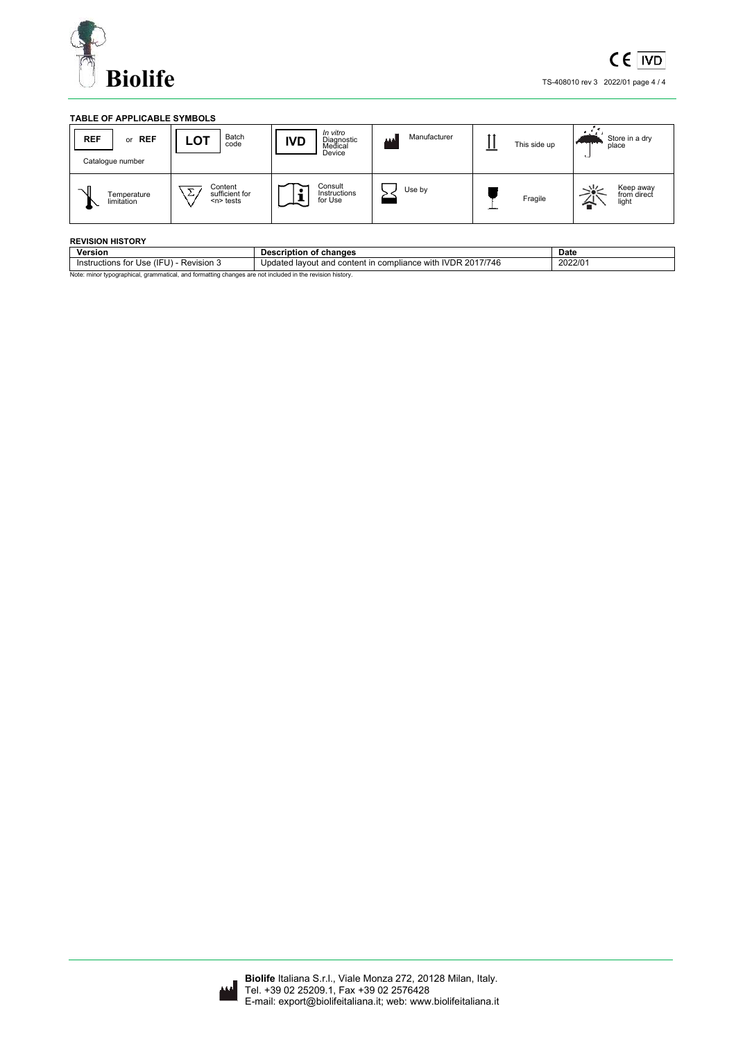## TABLE OF APPLICABLE SYMBOLS

| | | | | | |
|---|---|---|---|---|---|
| REF or REF Catalogue number | LOT Batch code | IVD *In vitro* Diagnostic Medical Device | Manufacturer | This side up | Store in a dry place |
| Temperature limitation | Content sufficient for <n> tests | Consult Instructions for Use | Use by | Fragile | Keep away from direct light |

## REVISION HISTORY

| Version | Description of changes | Date |
|---|---|---|
| Instructions for Use (IFU) - Revision 3 | Updated layout and content in compliance with IVDR 2017/746 | 2022/01 |

Note: minor typographical, grammatical, and formatting changes are not included in the revision history.

**Biolife** Italiana S.r.l., Viale Monza 272, 20128 Milan, Italy.
Tel. +39 02 25209.1, Fax +39 02 2576428
E-mail: export@biolifeitaliana.it; web: www.biolifeitaliana.it